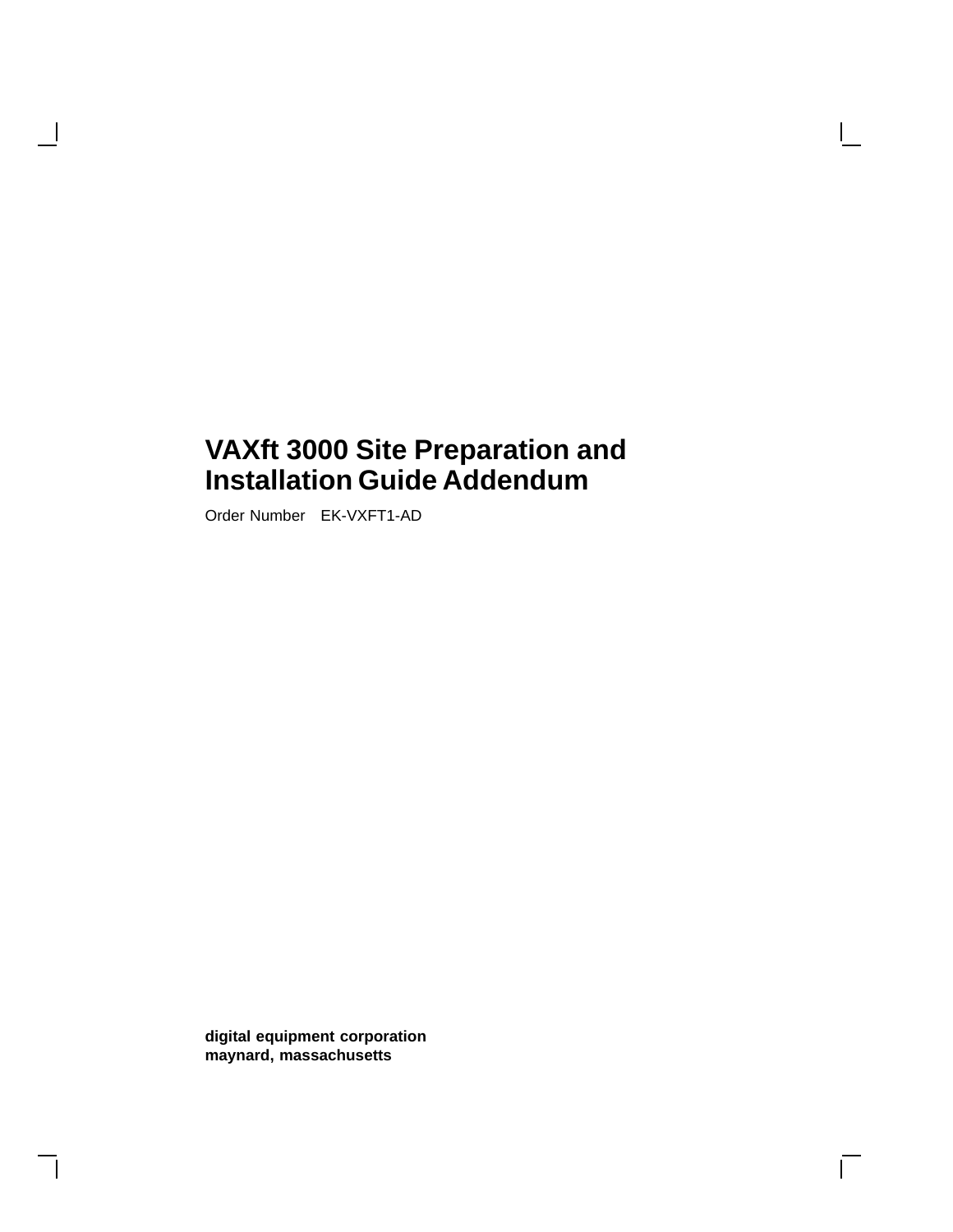# VAXft 3000 Site Preparation and Installation Guide Addendum

Order Number EK-VXFT1-AD

**digital equipment corporation**
**maynard, massachusetts**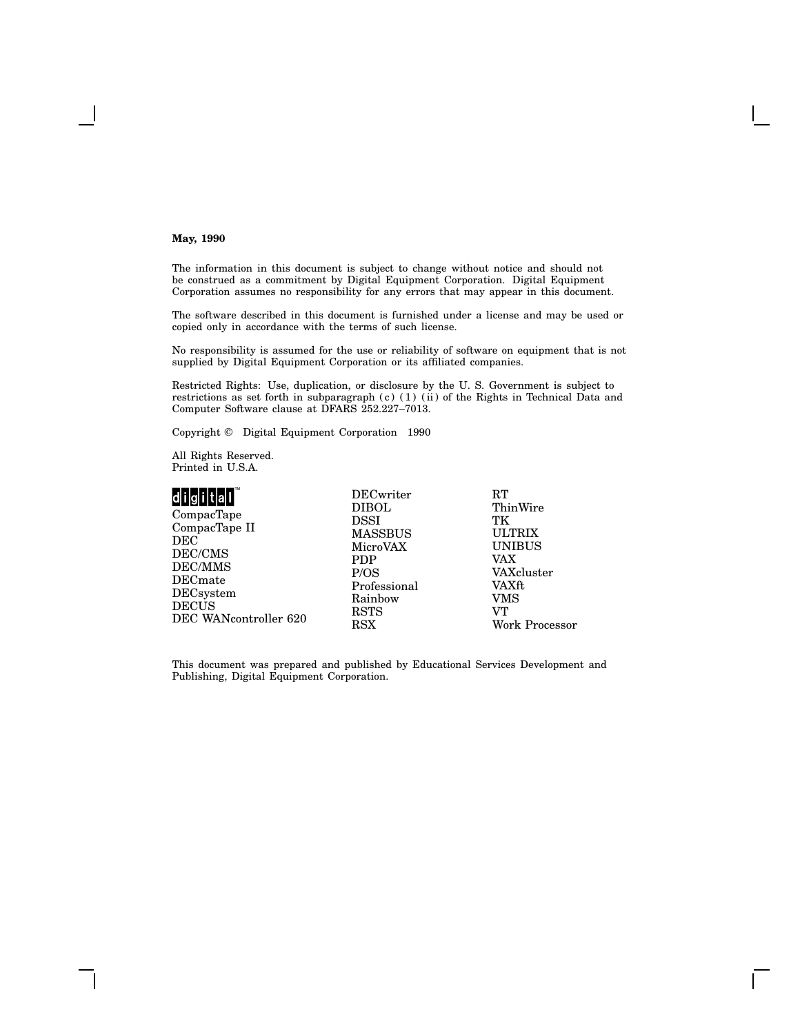**May, 1990**

The information in this document is subject to change without notice and should not be construed as a commitment by Digital Equipment Corporation. Digital Equipment Corporation assumes no responsibility for any errors that may appear in this document.

The software described in this document is furnished under a license and may be used or copied only in accordance with the terms of such license.

No responsibility is assumed for the use or reliability of software on equipment that is not supplied by Digital Equipment Corporation or its affiliated companies.

Restricted Rights: Use, duplication, or disclosure by the U. S. Government is subject to restrictions as set forth in subparagraph (c) (1) (ii) of the Rights in Technical Data and Computer Software clause at DFARS 252.227–7013.

Copyright © Digital Equipment Corporation 1990

All Rights Reserved.
Printed in U.S.A.

digital™
CompacTape
CompacTape II
DEC
DEC/CMS
DEC/MMS
DECmate
DECsystem
DECUS
DEC WANcontroller 620
DECwriter
DIBOL
DSSI
MASSBUS
MicroVAX
PDP
P/OS
Professional
Rainbow
RSTS
RSX
RT
ThinWire
TK
ULTRIX
UNIBUS
VAX
VAXcluster
VAXft
VMS
VT
Work Processor

This document was prepared and published by Educational Services Development and Publishing, Digital Equipment Corporation.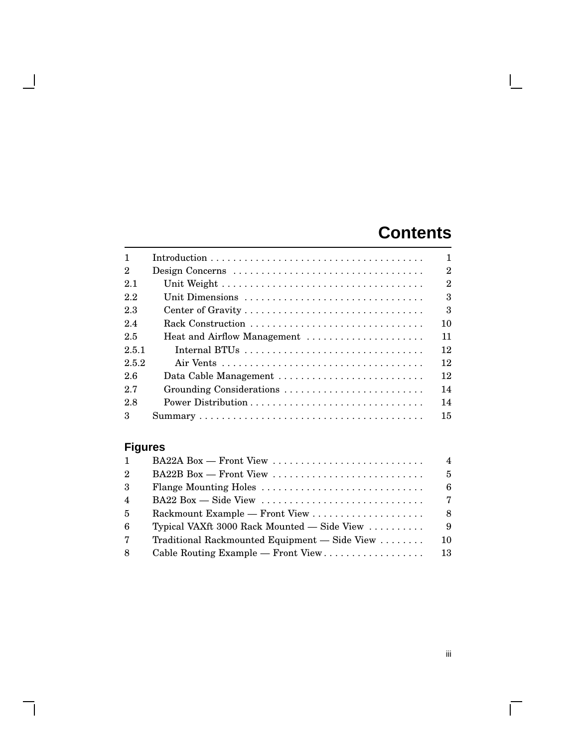# Contents

| | | |
|---|---|---|
| 1 | Introduction | 1 |
| 2 | Design Concerns | 2 |
| 2.1 | Unit Weight | 2 |
| 2.2 | Unit Dimensions | 3 |
| 2.3 | Center of Gravity | 3 |
| 2.4 | Rack Construction | 10 |
| 2.5 | Heat and Airflow Management | 11 |
| 2.5.1 | Internal BTUs | 12 |
| 2.5.2 | Air Vents | 12 |
| 2.6 | Data Cable Management | 12 |
| 2.7 | Grounding Considerations | 14 |
| 2.8 | Power Distribution | 14 |
| 3 | Summary | 15 |

## Figures

| | | |
|---|---|---|
| 1 | BA22A Box — Front View | 4 |
| 2 | BA22B Box — Front View | 5 |
| 3 | Flange Mounting Holes | 6 |
| 4 | BA22 Box — Side View | 7 |
| 5 | Rackmount Example — Front View | 8 |
| 6 | Typical VAXft 3000 Rack Mounted — Side View | 9 |
| 7 | Traditional Rackmounted Equipment — Side View | 10 |
| 8 | Cable Routing Example — Front View | 13 |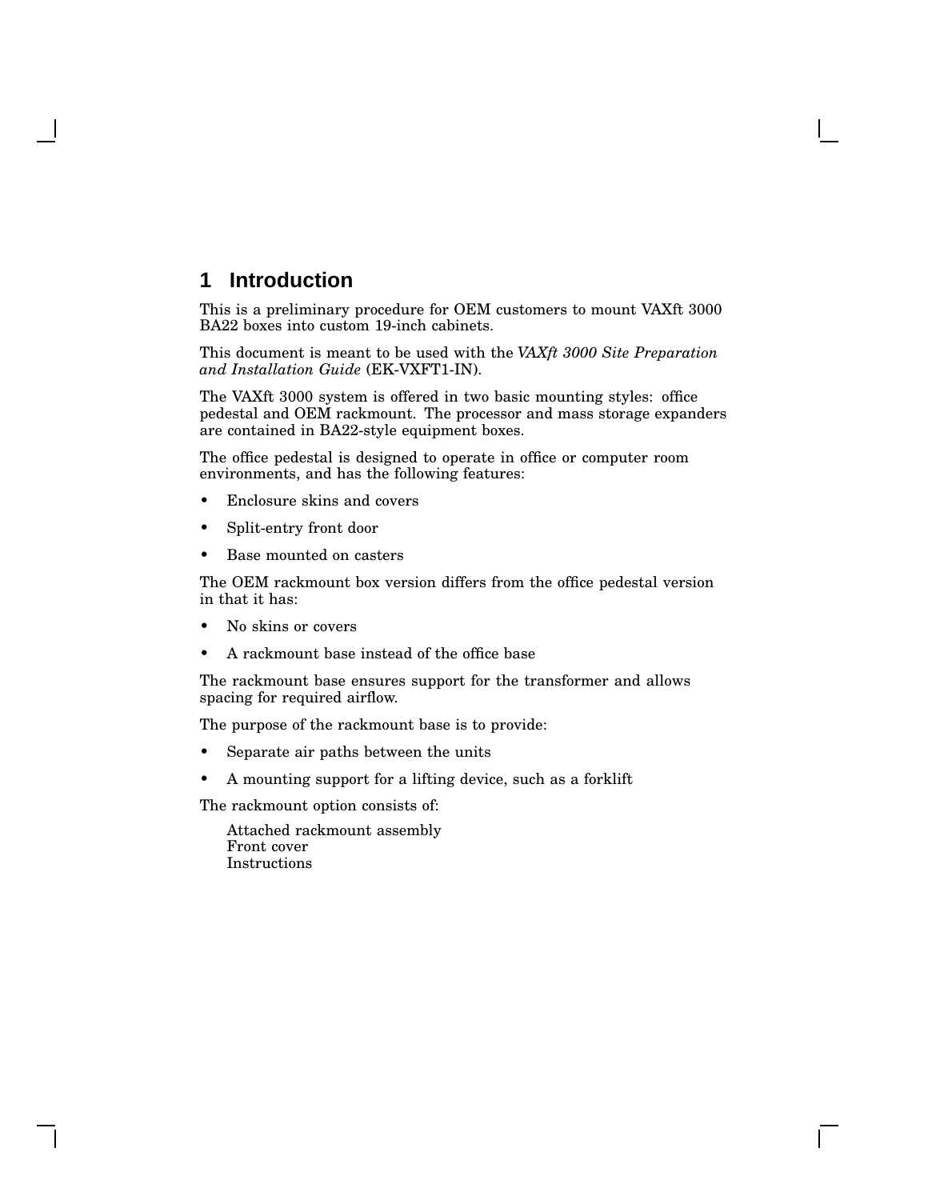# 1 Introduction

This is a preliminary procedure for OEM customers to mount VAXft 3000 BA22 boxes into custom 19-inch cabinets.

This document is meant to be used with the *VAXft 3000 Site Preparation and Installation Guide* (EK-VXFT1-IN).

The VAXft 3000 system is offered in two basic mounting styles: office pedestal and OEM rackmount. The processor and mass storage expanders are contained in BA22-style equipment boxes.

The office pedestal is designed to operate in office or computer room environments, and has the following features:

- Enclosure skins and covers
- Split-entry front door
- Base mounted on casters

The OEM rackmount box version differs from the office pedestal version in that it has:

- No skins or covers
- A rackmount base instead of the office base

The rackmount base ensures support for the transformer and allows spacing for required airflow.

The purpose of the rackmount base is to provide:

- Separate air paths between the units
- A mounting support for a lifting device, such as a forklift

The rackmount option consists of:

Attached rackmount assembly
Front cover
Instructions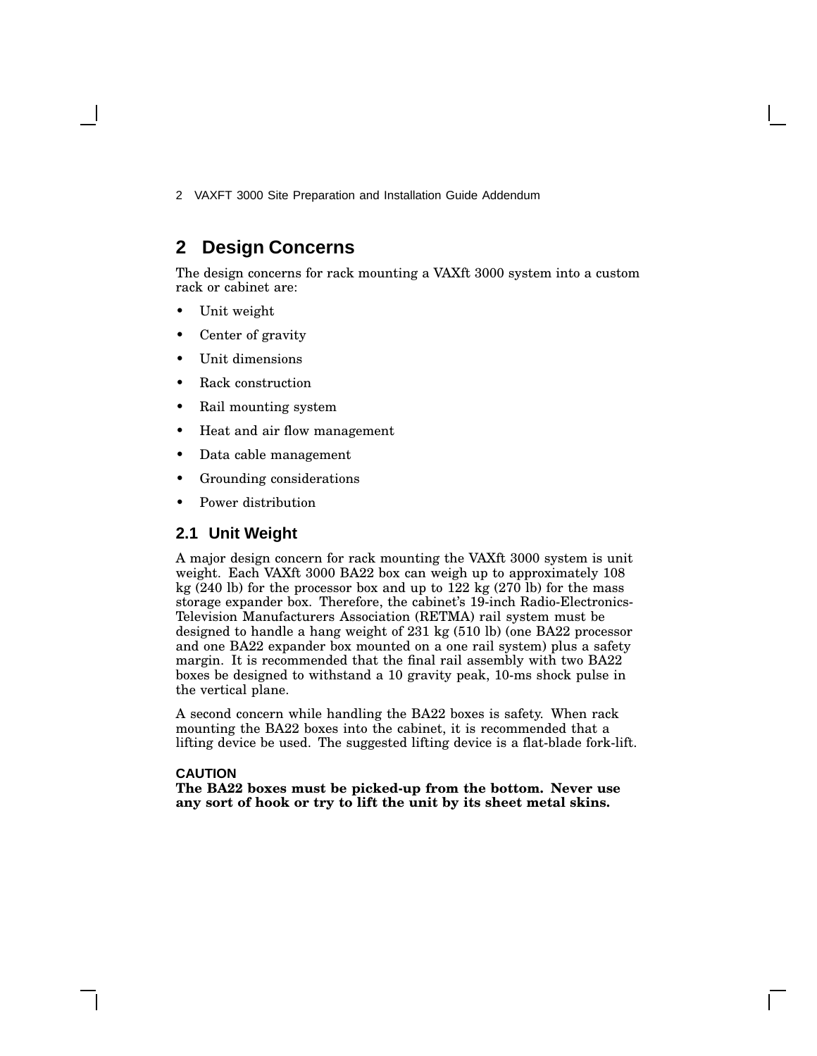## 2 Design Concerns

The design concerns for rack mounting a VAXft 3000 system into a custom rack or cabinet are:

- Unit weight
- Center of gravity
- Unit dimensions
- Rack construction
- Rail mounting system
- Heat and air flow management
- Data cable management
- Grounding considerations
- Power distribution

### 2.1 Unit Weight

A major design concern for rack mounting the VAXft 3000 system is unit weight. Each VAXft 3000 BA22 box can weigh up to approximately 108 kg (240 lb) for the processor box and up to 122 kg (270 lb) for the mass storage expander box. Therefore, the cabinet's 19-inch Radio-Electronics-Television Manufacturers Association (RETMA) rail system must be designed to handle a hang weight of 231 kg (510 lb) (one BA22 processor and one BA22 expander box mounted on a one rail system) plus a safety margin. It is recommended that the final rail assembly with two BA22 boxes be designed to withstand a 10 gravity peak, 10-ms shock pulse in the vertical plane.

A second concern while handling the BA22 boxes is safety. When rack mounting the BA22 boxes into the cabinet, it is recommended that a lifting device be used. The suggested lifting device is a flat-blade fork-lift.

**CAUTION**
**The BA22 boxes must be picked-up from the bottom. Never use any sort of hook or try to lift the unit by its sheet metal skins.**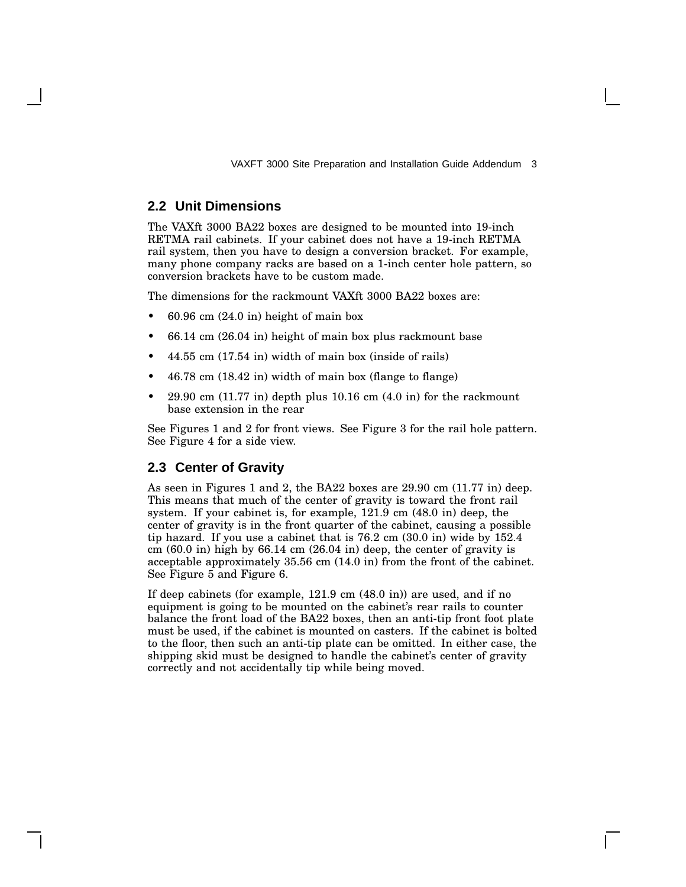## 2.2 Unit Dimensions

The VAXft 3000 BA22 boxes are designed to be mounted into 19-inch RETMA rail cabinets. If your cabinet does not have a 19-inch RETMA rail system, then you have to design a conversion bracket. For example, many phone company racks are based on a 1-inch center hole pattern, so conversion brackets have to be custom made.

The dimensions for the rackmount VAXft 3000 BA22 boxes are:

- 60.96 cm (24.0 in) height of main box
- 66.14 cm (26.04 in) height of main box plus rackmount base
- 44.55 cm (17.54 in) width of main box (inside of rails)
- 46.78 cm (18.42 in) width of main box (flange to flange)
- 29.90 cm (11.77 in) depth plus 10.16 cm (4.0 in) for the rackmount base extension in the rear

See Figures 1 and 2 for front views. See Figure 3 for the rail hole pattern. See Figure 4 for a side view.

## 2.3 Center of Gravity

As seen in Figures 1 and 2, the BA22 boxes are 29.90 cm (11.77 in) deep. This means that much of the center of gravity is toward the front rail system. If your cabinet is, for example, 121.9 cm (48.0 in) deep, the center of gravity is in the front quarter of the cabinet, causing a possible tip hazard. If you use a cabinet that is 76.2 cm (30.0 in) wide by 152.4 cm (60.0 in) high by 66.14 cm (26.04 in) deep, the center of gravity is acceptable approximately 35.56 cm (14.0 in) from the front of the cabinet. See Figure 5 and Figure 6.

If deep cabinets (for example, 121.9 cm (48.0 in)) are used, and if no equipment is going to be mounted on the cabinet's rear rails to counter balance the front load of the BA22 boxes, then an anti-tip front foot plate must be used, if the cabinet is mounted on casters. If the cabinet is bolted to the floor, then such an anti-tip plate can be omitted. In either case, the shipping skid must be designed to handle the cabinet's center of gravity correctly and not accidentally tip while being moved.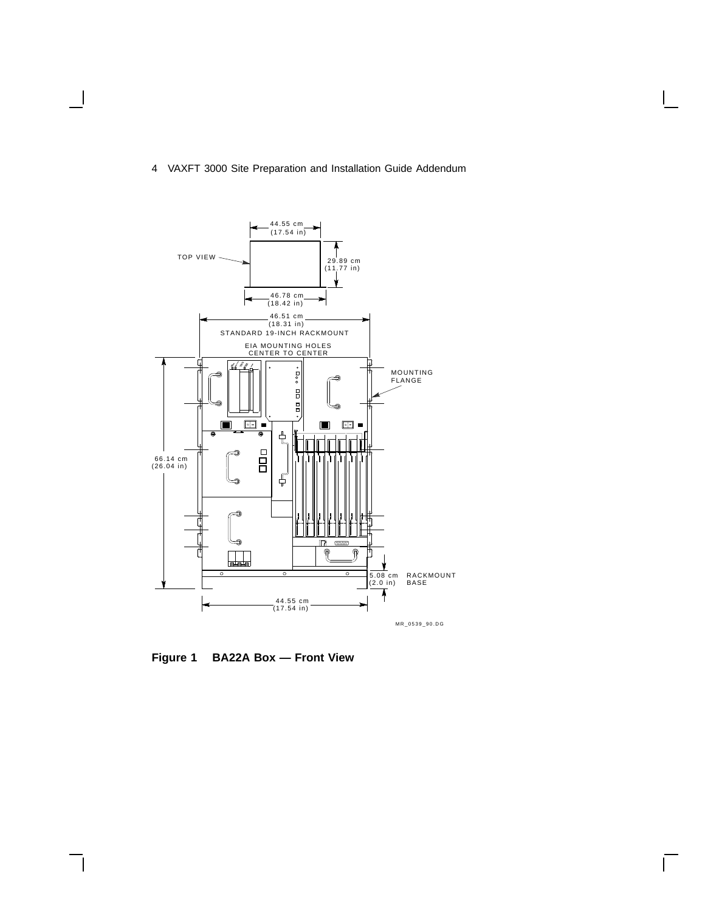TOP VIEW

44.55 cm (17.54 in)

29.89 cm (11.77 in)

46.78 cm (18.42 in)

46.51 cm (18.31 in)

STANDARD 19-INCH RACKMOUNT

EIA MOUNTING HOLES CENTER TO CENTER

MOUNTING FLANGE

66.14 cm (26.04 in)

5.08 cm (2.0 in)

RACKMOUNT BASE

44.55 cm (17.54 in)

MR_0539_90.DG

**Figure 1 BA22A Box — Front View**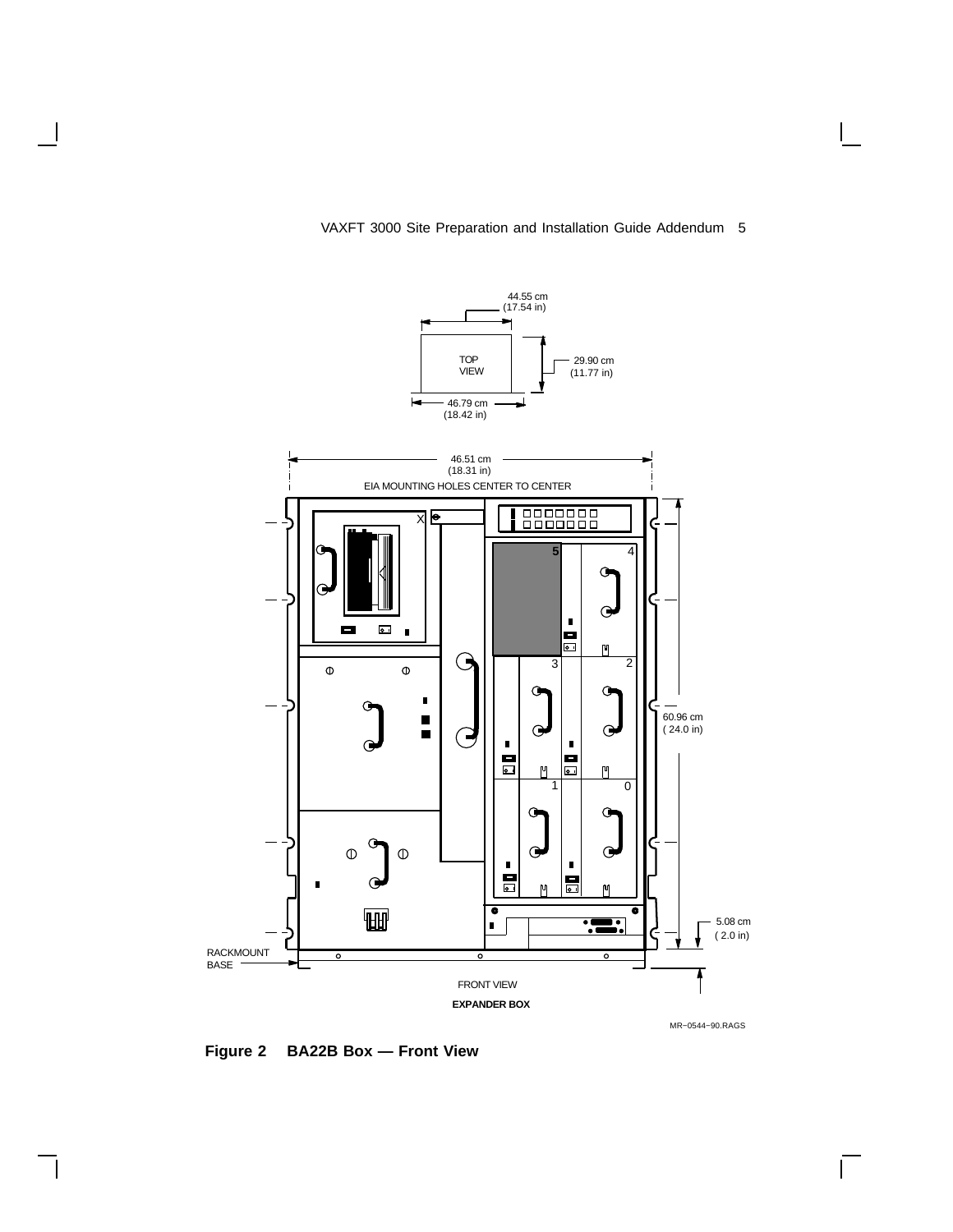44.55 cm (17.54 in)

TOP VIEW

29.90 cm (11.77 in)

46.79 cm (18.42 in)

46.51 cm (18.31 in)

EIA MOUNTING HOLES CENTER TO CENTER

60.96 cm ( 24.0 in)

5.08 cm ( 2.0 in)

RACKMOUNT BASE

FRONT VIEW

**EXPANDER BOX**

MR−0544−90.RAGS

**Figure 2 BA22B Box — Front View**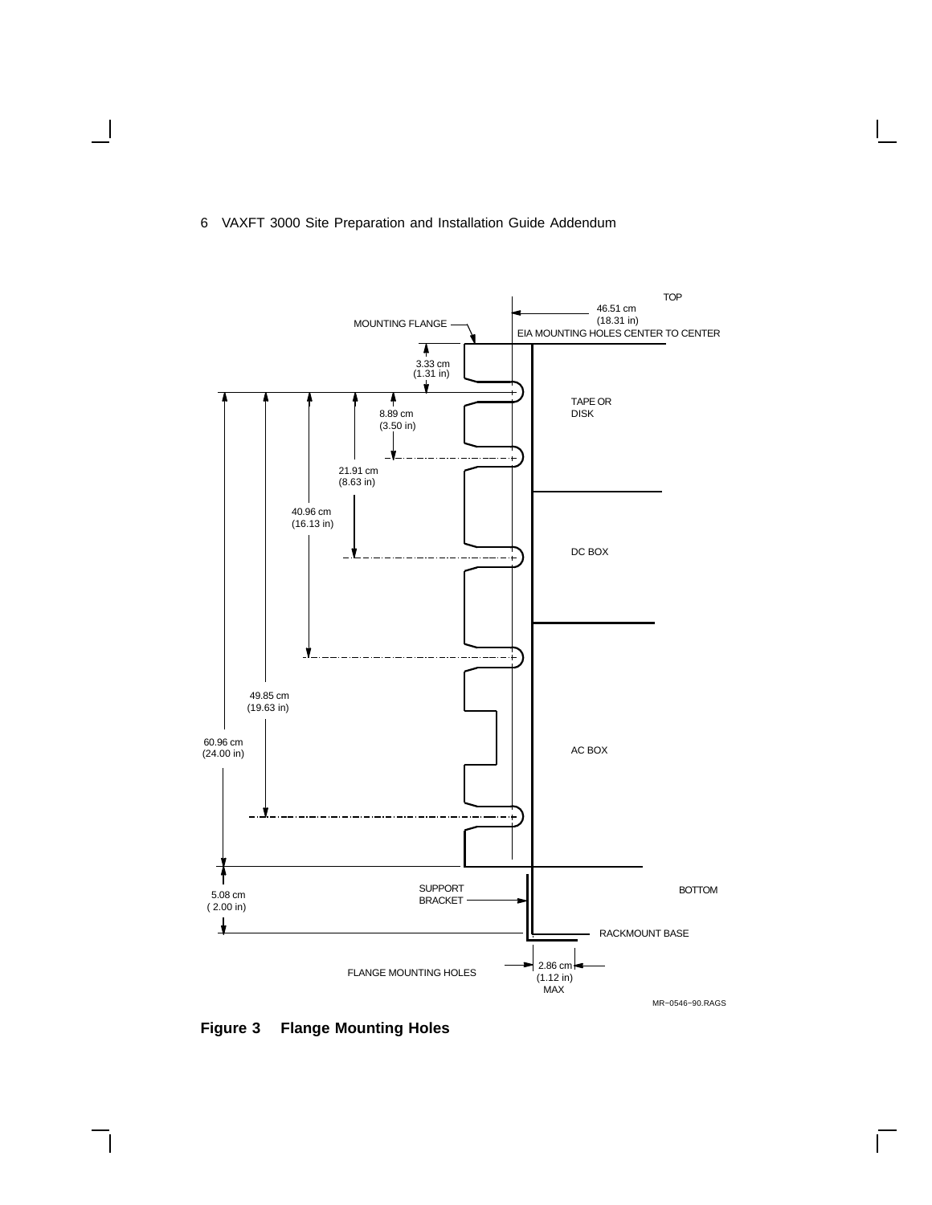TOP

46.51 cm (18.31 in)

EIA MOUNTING HOLES CENTER TO CENTER

MOUNTING FLANGE

3.33 cm (1.31 in)

8.89 cm (3.50 in)

21.91 cm (8.63 in)

40.96 cm (16.13 in)

49.85 cm (19.63 in)

60.96 cm (24.00 in)

TAPE OR DISK

DC BOX

AC BOX

5.08 cm ( 2.00 in)

SUPPORT BRACKET

BOTTOM

RACKMOUNT BASE

FLANGE MOUNTING HOLES

2.86 cm (1.12 in) MAX

MR−0546−90.RAGS

**Figure 3 Flange Mounting Holes**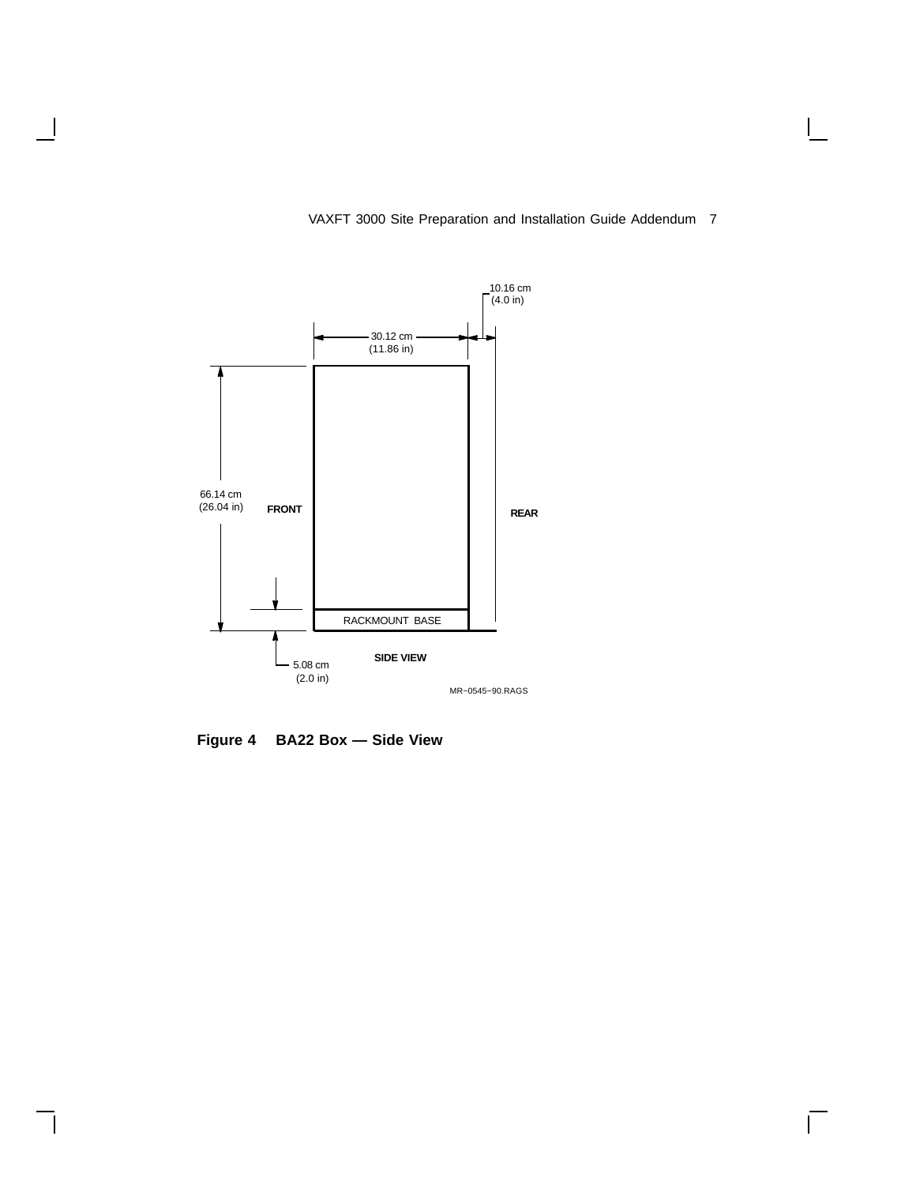10.16 cm
(4.0 in)

30.12 cm
(11.86 in)

66.14 cm
(26.04 in)

FRONT

REAR

RACKMOUNT BASE

5.08 cm
(2.0 in)

SIDE VIEW

MR−0545−90.RAGS

**Figure 4 BA22 Box — Side View**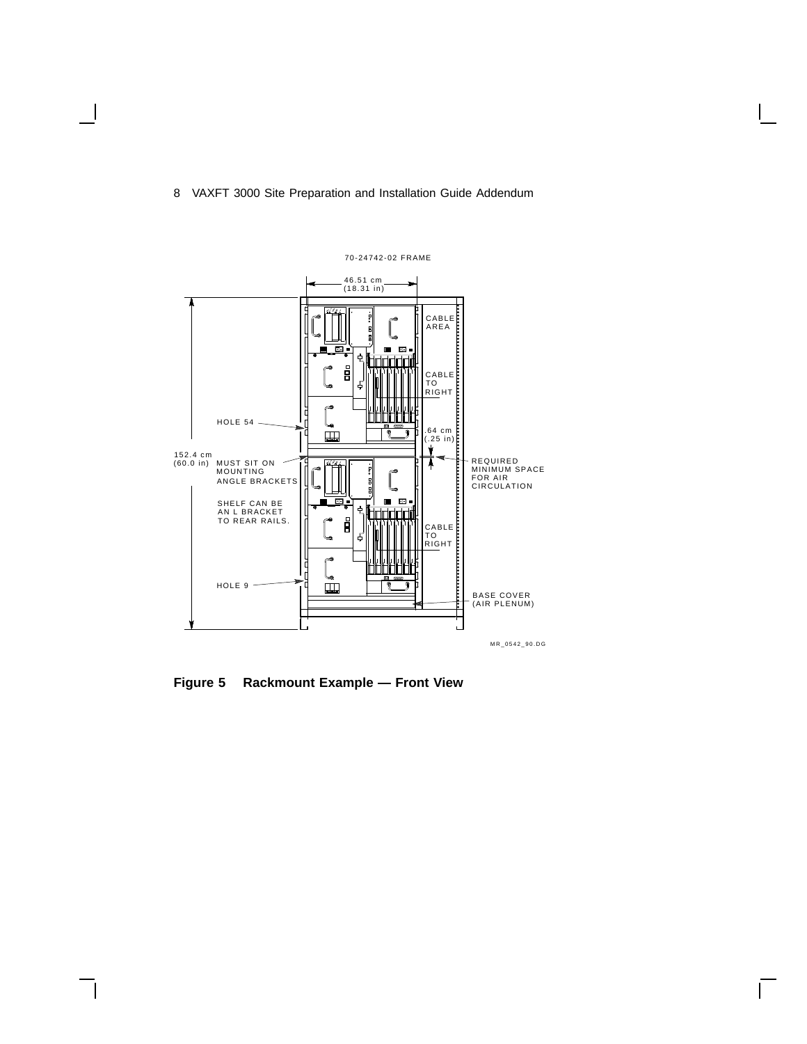70-24742-02 FRAME

46.51 cm (18.31 in)

152.4 cm (60.0 in)

CABLE AREA

CABLE TO RIGHT

HOLE 54

.64 cm (.25 in)

MUST SIT ON MOUNTING ANGLE BRACKETS

REQUIRED MINIMUM SPACE FOR AIR CIRCULATION

SHELF CAN BE AN L BRACKET TO REAR RAILS.

CABLE TO RIGHT

HOLE 9

BASE COVER (AIR PLENUM)

MR_0542_90.DG

**Figure 5 Rackmount Example — Front View**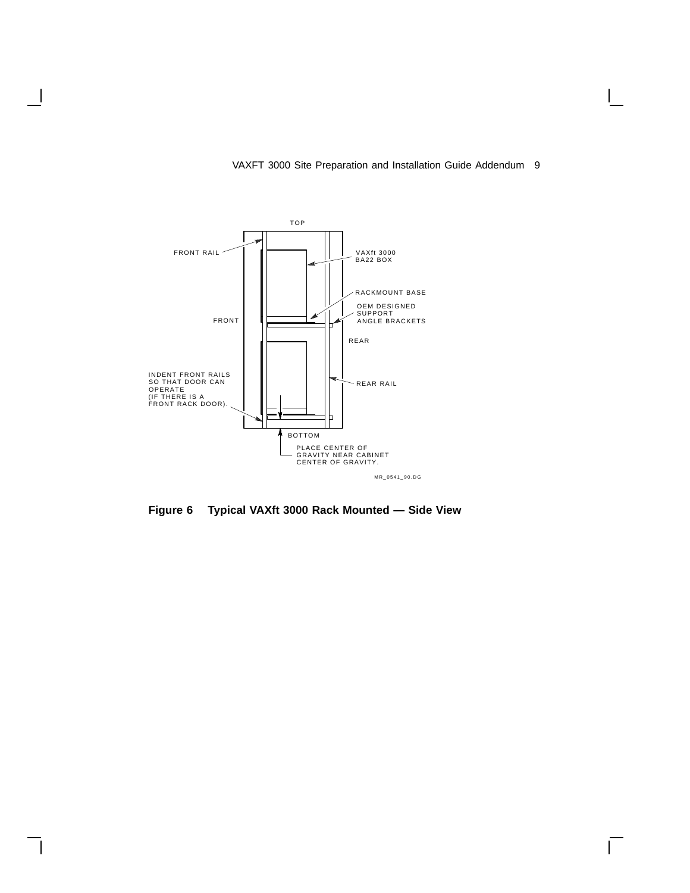TOP

FRONT RAIL

VAXft 3000
BA22 BOX

RACKMOUNT BASE

OEM DESIGNED
SUPPORT
ANGLE BRACKETS

FRONT

REAR

INDENT FRONT RAILS
SO THAT DOOR CAN
OPERATE
(IF THERE IS A
FRONT RACK DOOR).

REAR RAIL

BOTTOM

PLACE CENTER OF
GRAVITY NEAR CABINET
CENTER OF GRAVITY.

MR_0541_90.DG

**Figure 6 Typical VAXft 3000 Rack Mounted — Side View**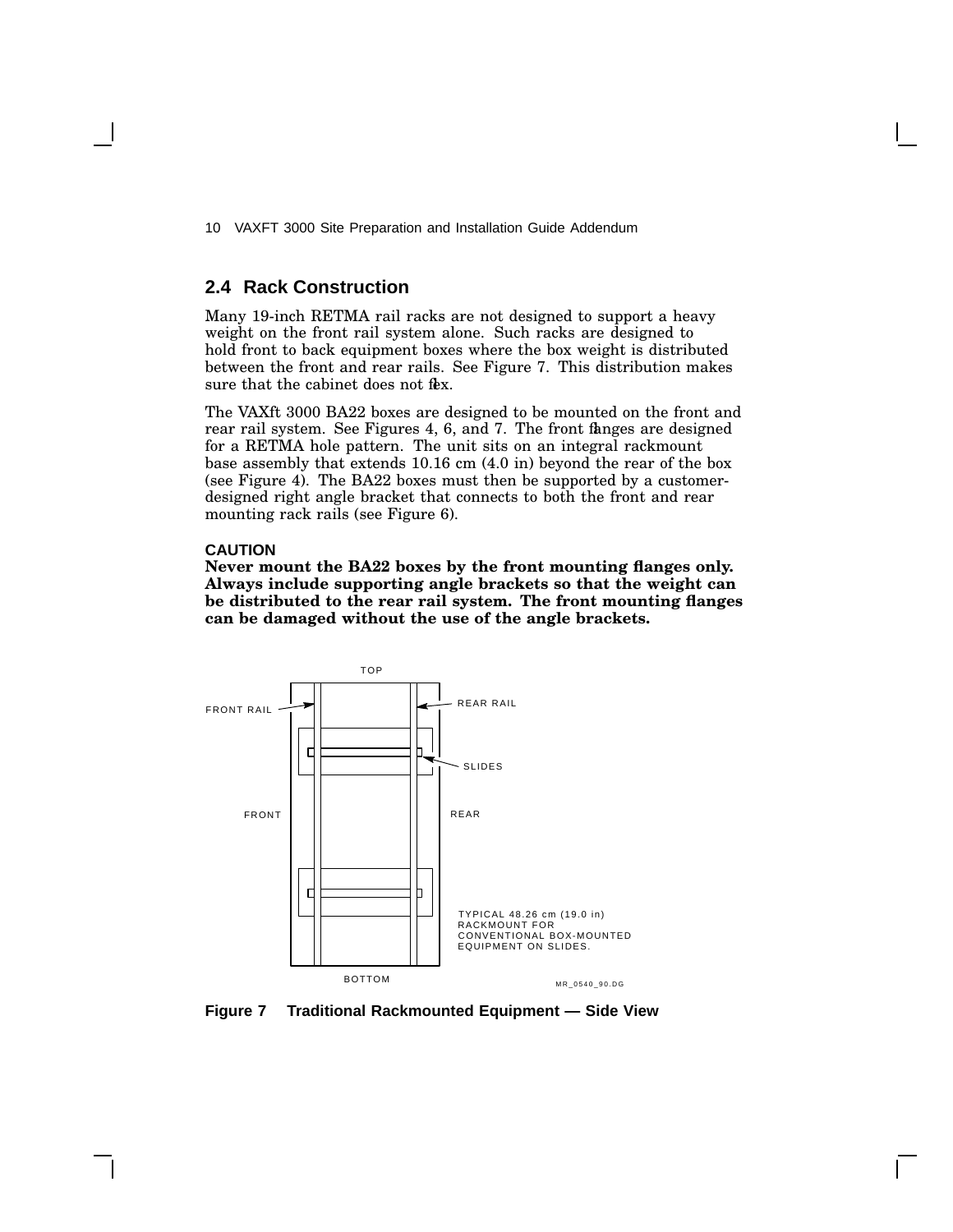## 2.4 Rack Construction

Many 19-inch RETMA rail racks are not designed to support a heavy weight on the front rail system alone. Such racks are designed to hold front to back equipment boxes where the box weight is distributed between the front and rear rails. See Figure 7. This distribution makes sure that the cabinet does not flex.

The VAXft 3000 BA22 boxes are designed to be mounted on the front and rear rail system. See Figures 4, 6, and 7. The front flanges are designed for a RETMA hole pattern. The unit sits on an integral rackmount base assembly that extends 10.16 cm (4.0 in) beyond the rear of the box (see Figure 4). The BA22 boxes must then be supported by a customer-designed right angle bracket that connects to both the front and rear mounting rack rails (see Figure 6).

**CAUTION**

**Never mount the BA22 boxes by the front mounting flanges only. Always include supporting angle brackets so that the weight can be distributed to the rear rail system. The front mounting flanges can be damaged without the use of the angle brackets.**

TOP

FRONT RAIL

REAR RAIL

SLIDES

FRONT

REAR

TYPICAL 48.26 cm (19.0 in) RACKMOUNT FOR CONVENTIONAL BOX-MOUNTED EQUIPMENT ON SLIDES.

BOTTOM

MR_0540_90.DG

**Figure 7 Traditional Rackmounted Equipment — Side View**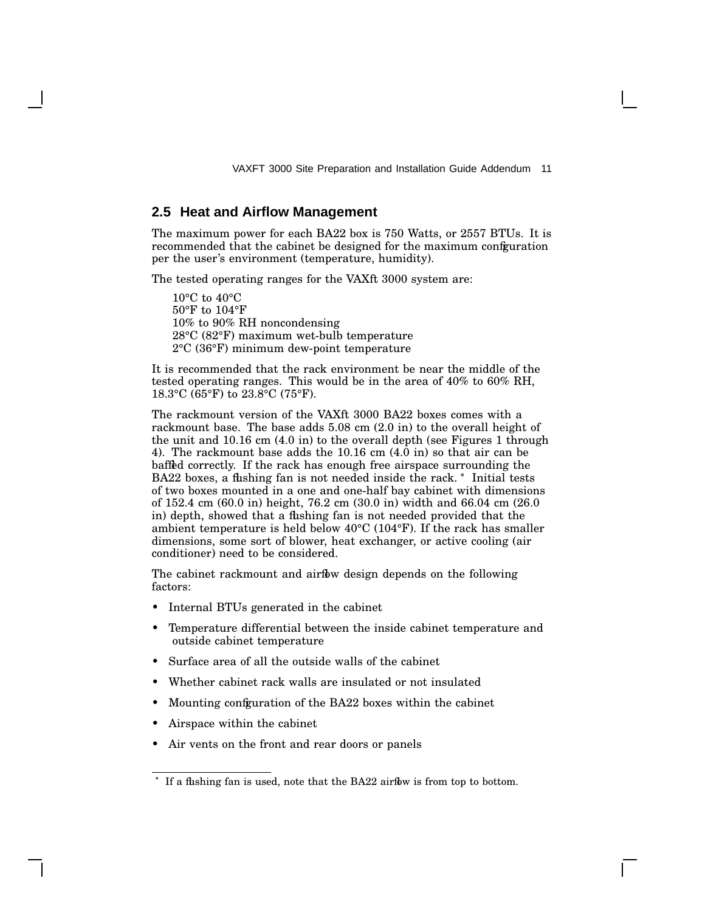## 2.5 Heat and Airflow Management

The maximum power for each BA22 box is 750 Watts, or 2557 BTUs. It is recommended that the cabinet be designed for the maximum configuration per the user's environment (temperature, humidity).

The tested operating ranges for the VAXft 3000 system are:

10°C to 40°C
50°F to 104°F
10% to 90% RH noncondensing
28°C (82°F) maximum wet-bulb temperature
2°C (36°F) minimum dew-point temperature

It is recommended that the rack environment be near the middle of the tested operating ranges. This would be in the area of 40% to 60% RH, 18.3°C (65°F) to 23.8°C (75°F).

The rackmount version of the VAXft 3000 BA22 boxes comes with a rackmount base. The base adds 5.08 cm (2.0 in) to the overall height of the unit and 10.16 cm (4.0 in) to the overall depth (see Figures 1 through 4). The rackmount base adds the 10.16 cm (4.0 in) so that air can be baffled correctly. If the rack has enough free airspace surrounding the BA22 boxes, a flushing fan is not needed inside the rack. * Initial tests of two boxes mounted in a one and one-half bay cabinet with dimensions of 152.4 cm (60.0 in) height, 76.2 cm (30.0 in) width and 66.04 cm (26.0 in) depth, showed that a flushing fan is not needed provided that the ambient temperature is held below 40°C (104°F). If the rack has smaller dimensions, some sort of blower, heat exchanger, or active cooling (air conditioner) need to be considered.

The cabinet rackmount and airflow design depends on the following factors:

- Internal BTUs generated in the cabinet
- Temperature differential between the inside cabinet temperature and outside cabinet temperature
- Surface area of all the outside walls of the cabinet
- Whether cabinet rack walls are insulated or not insulated
- Mounting configuration of the BA22 boxes within the cabinet
- Airspace within the cabinet
- Air vents on the front and rear doors or panels

---

* If a flushing fan is used, note that the BA22 airflow is from top to bottom.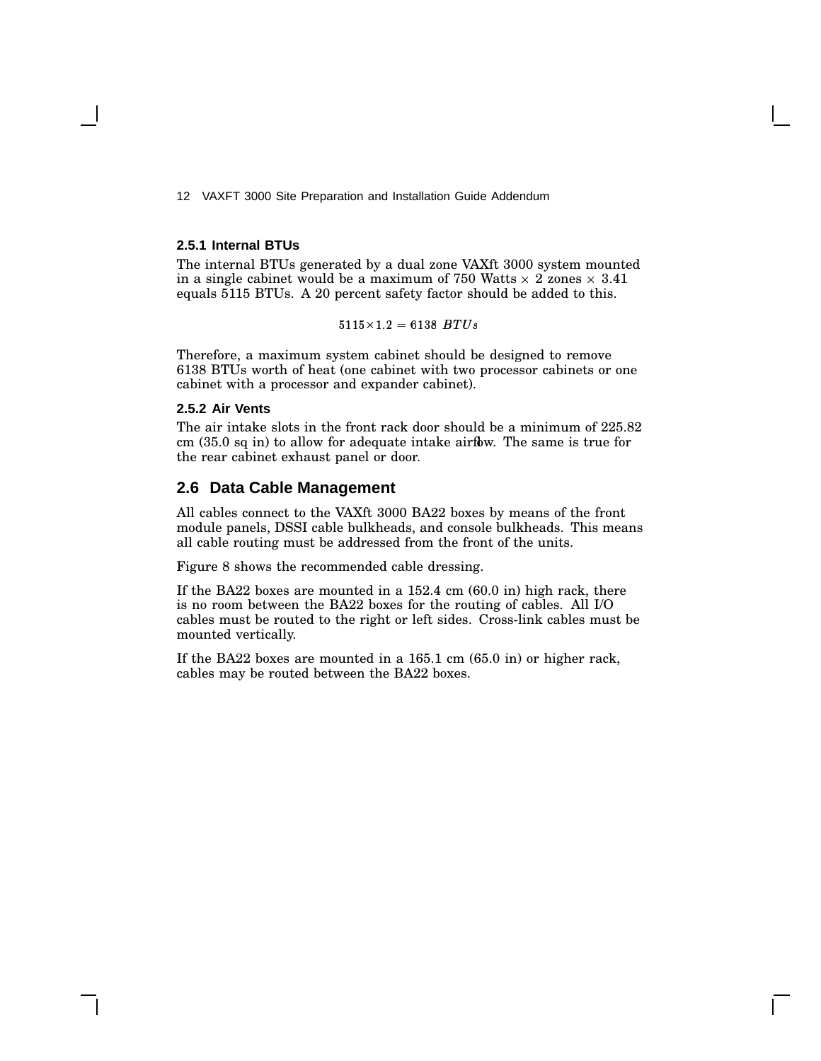### 2.5.1 Internal BTUs

The internal BTUs generated by a dual zone VAXft 3000 system mounted in a single cabinet would be a maximum of 750 Watts $\times$ 2 zones $\times$ 3.41 equals 5115 BTUs. A 20 percent safety factor should be added to this.

$$5115 \times 1.2 = 6138 \; BTUs$$

Therefore, a maximum system cabinet should be designed to remove 6138 BTUs worth of heat (one cabinet with two processor cabinets or one cabinet with a processor and expander cabinet).

### 2.5.2 Air Vents

The air intake slots in the front rack door should be a minimum of 225.82 cm (35.0 sq in) to allow for adequate intake airflow. The same is true for the rear cabinet exhaust panel or door.

## 2.6 Data Cable Management

All cables connect to the VAXft 3000 BA22 boxes by means of the front module panels, DSSI cable bulkheads, and console bulkheads. This means all cable routing must be addressed from the front of the units.

Figure 8 shows the recommended cable dressing.

If the BA22 boxes are mounted in a 152.4 cm (60.0 in) high rack, there is no room between the BA22 boxes for the routing of cables. All I/O cables must be routed to the right or left sides. Cross-link cables must be mounted vertically.

If the BA22 boxes are mounted in a 165.1 cm (65.0 in) or higher rack, cables may be routed between the BA22 boxes.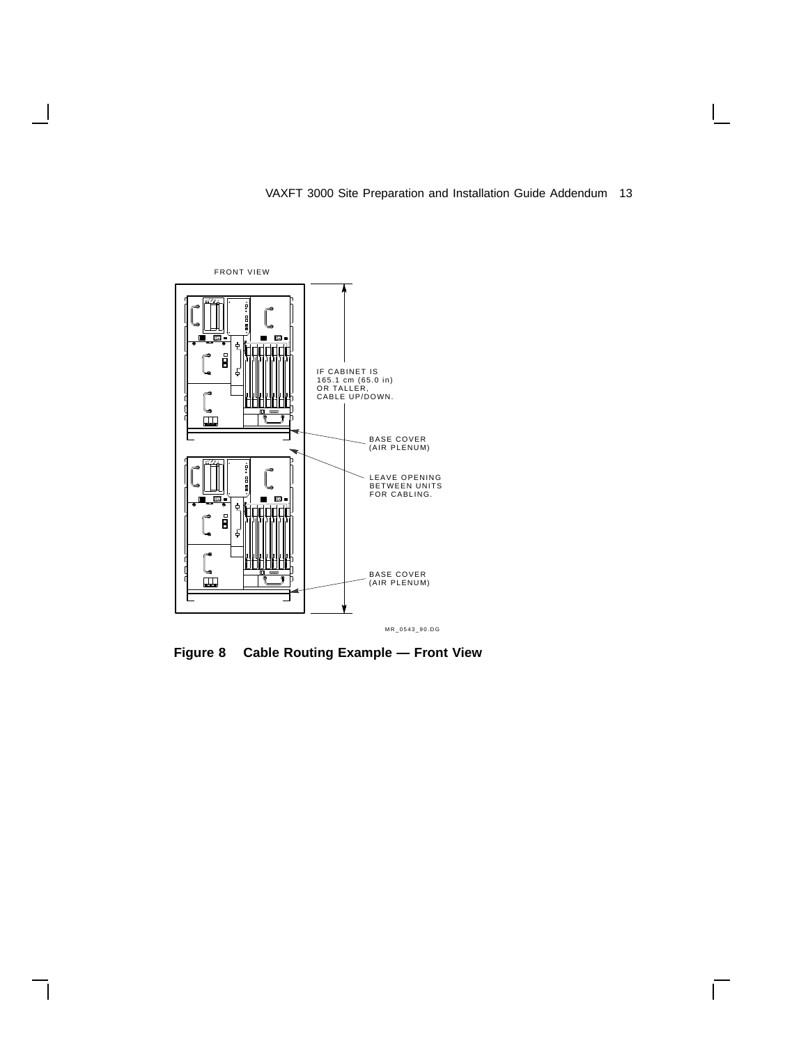FRONT VIEW

IF CABINET IS 165.1 cm (65.0 in) OR TALLER, CABLE UP/DOWN.

BASE COVER (AIR PLENUM)

LEAVE OPENING BETWEEN UNITS FOR CABLING.

BASE COVER (AIR PLENUM)

MR_0543_90.DG

**Figure 8 Cable Routing Example — Front View**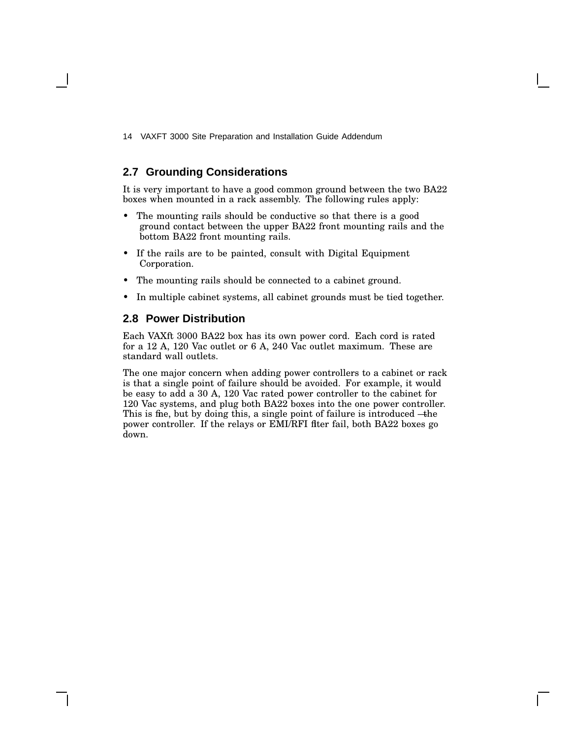## 2.7 Grounding Considerations

It is very important to have a good common ground between the two BA22 boxes when mounted in a rack assembly. The following rules apply:

- The mounting rails should be conductive so that there is a good ground contact between the upper BA22 front mounting rails and the bottom BA22 front mounting rails.
- If the rails are to be painted, consult with Digital Equipment Corporation.
- The mounting rails should be connected to a cabinet ground.
- In multiple cabinet systems, all cabinet grounds must be tied together.

## 2.8 Power Distribution

Each VAXft 3000 BA22 box has its own power cord. Each cord is rated for a 12 A, 120 Vac outlet or 6 A, 240 Vac outlet maximum. These are standard wall outlets.

The one major concern when adding power controllers to a cabinet or rack is that a single point of failure should be avoided. For example, it would be easy to add a 30 A, 120 Vac rated power controller to the cabinet for 120 Vac systems, and plug both BA22 boxes into the one power controller. This is fine, but by doing this, a single point of failure is introduced—the power controller. If the relays or EMI/RFI filter fail, both BA22 boxes go down.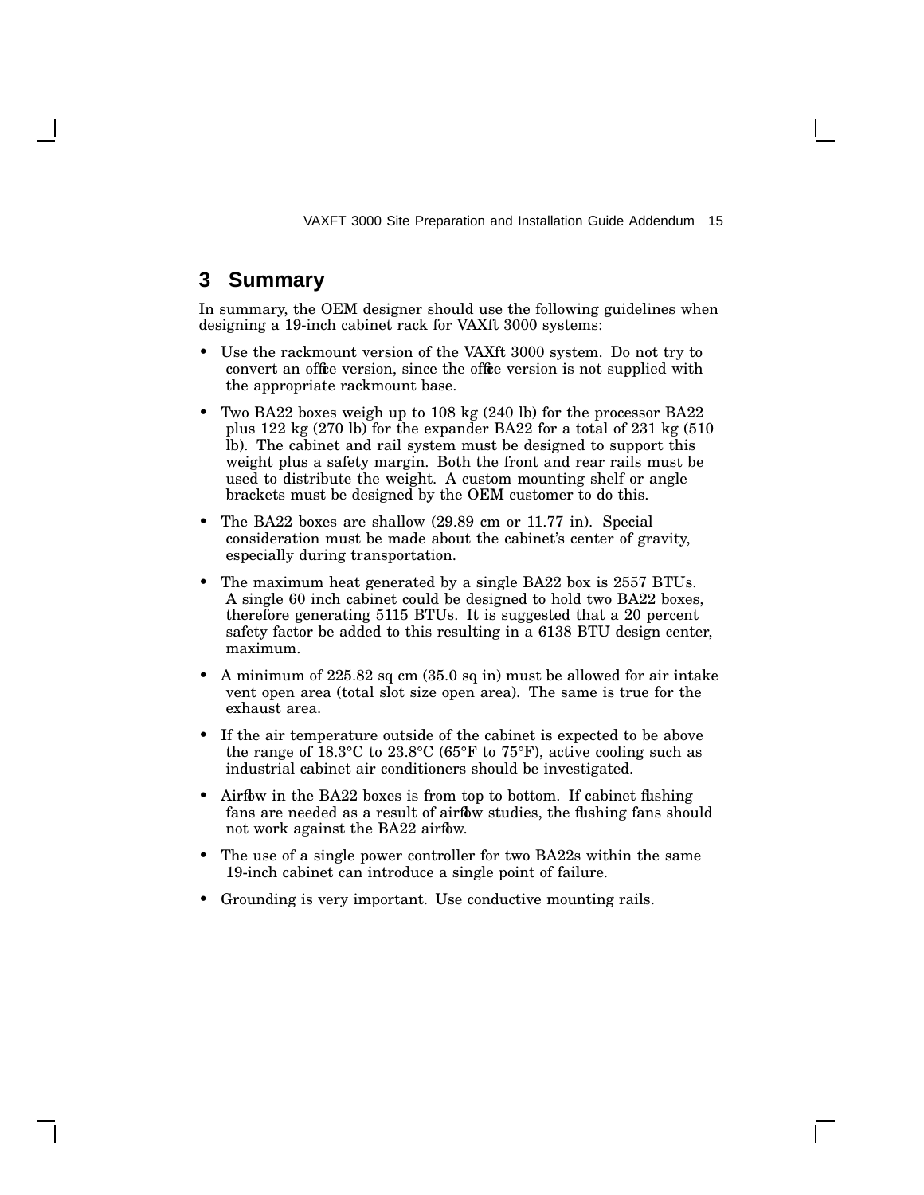## 3 Summary

In summary, the OEM designer should use the following guidelines when designing a 19-inch cabinet rack for VAXft 3000 systems:

- Use the rackmount version of the VAXft 3000 system. Do not try to convert an office version, since the office version is not supplied with the appropriate rackmount base.
- Two BA22 boxes weigh up to 108 kg (240 lb) for the processor BA22 plus 122 kg (270 lb) for the expander BA22 for a total of 231 kg (510 lb). The cabinet and rail system must be designed to support this weight plus a safety margin. Both the front and rear rails must be used to distribute the weight. A custom mounting shelf or angle brackets must be designed by the OEM customer to do this.
- The BA22 boxes are shallow (29.89 cm or 11.77 in). Special consideration must be made about the cabinet's center of gravity, especially during transportation.
- The maximum heat generated by a single BA22 box is 2557 BTUs. A single 60 inch cabinet could be designed to hold two BA22 boxes, therefore generating 5115 BTUs. It is suggested that a 20 percent safety factor be added to this resulting in a 6138 BTU design center, maximum.
- A minimum of 225.82 sq cm (35.0 sq in) must be allowed for air intake vent open area (total slot size open area). The same is true for the exhaust area.
- If the air temperature outside of the cabinet is expected to be above the range of 18.3°C to 23.8°C (65°F to 75°F), active cooling such as industrial cabinet air conditioners should be investigated.
- Airflow in the BA22 boxes is from top to bottom. If cabinet flushing fans are needed as a result of airflow studies, the flushing fans should not work against the BA22 airflow.
- The use of a single power controller for two BA22s within the same 19-inch cabinet can introduce a single point of failure.
- Grounding is very important. Use conductive mounting rails.